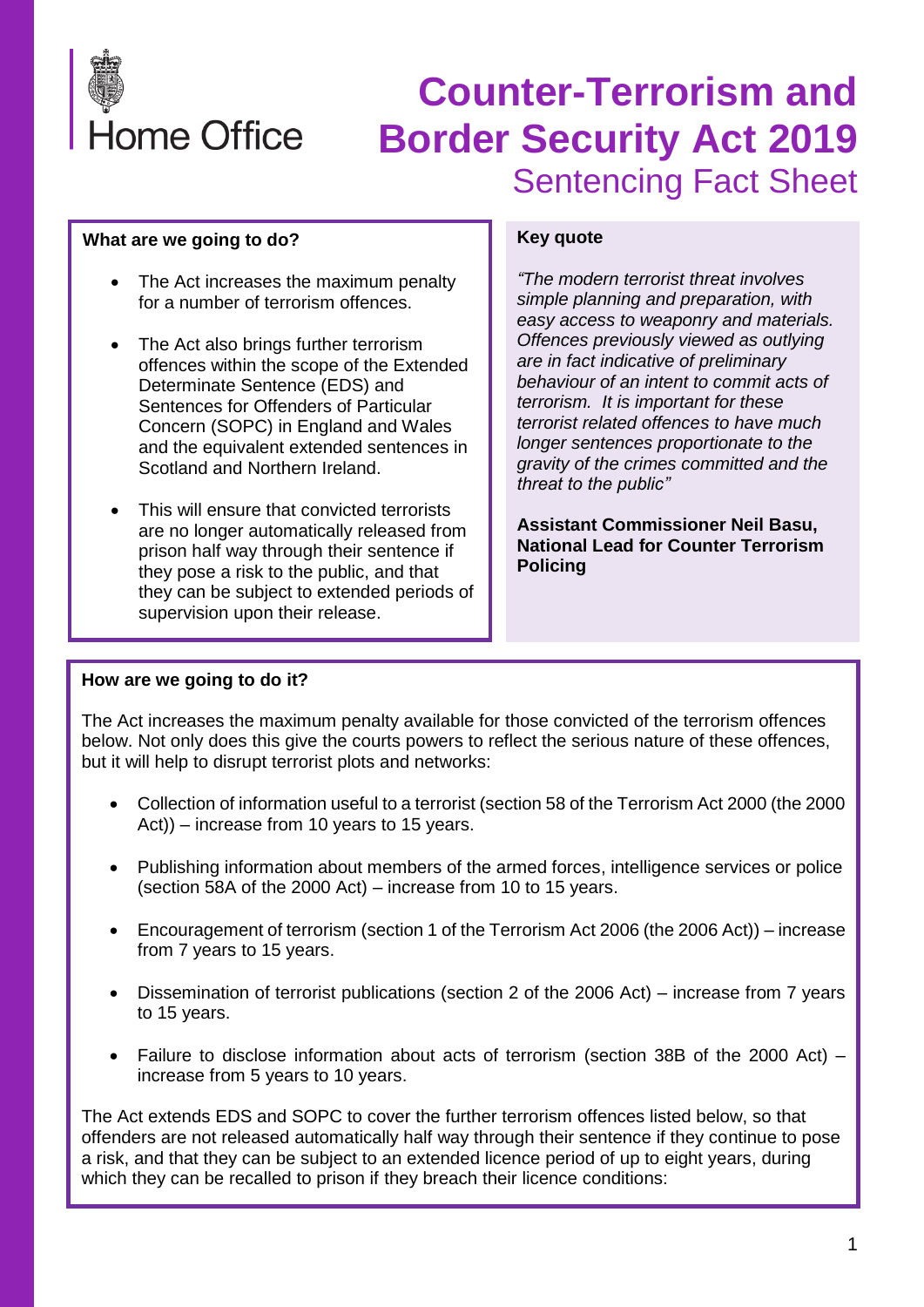Home Office

# Counter-Terrorism and Border Security Act 2019

## Sentencing Fact Sheet

**What are we going to do?**

- The Act increases the maximum penalty for a number of terrorism offences.
- The Act also brings further terrorism offences within the scope of the Extended Determinate Sentence (EDS) and Sentences for Offenders of Particular Concern (SOPC) in England and Wales and the equivalent extended sentences in Scotland and Northern Ireland.
- This will ensure that convicted terrorists are no longer automatically released from prison half way through their sentence if they pose a risk to the public, and that they can be subject to extended periods of supervision upon their release.

**Key quote**

*"The modern terrorist threat involves simple planning and preparation, with easy access to weaponry and materials. Offences previously viewed as outlying are in fact indicative of preliminary behaviour of an intent to commit acts of terrorism. It is important for these terrorist related offences to have much longer sentences proportionate to the gravity of the crimes committed and the threat to the public"*

**Assistant Commissioner Neil Basu, National Lead for Counter Terrorism Policing**

**How are we going to do it?**

The Act increases the maximum penalty available for those convicted of the terrorism offences below. Not only does this give the courts powers to reflect the serious nature of these offences, but it will help to disrupt terrorist plots and networks:

- Collection of information useful to a terrorist (section 58 of the Terrorism Act 2000 (the 2000 Act)) – increase from 10 years to 15 years.
- Publishing information about members of the armed forces, intelligence services or police (section 58A of the 2000 Act) – increase from 10 to 15 years.
- Encouragement of terrorism (section 1 of the Terrorism Act 2006 (the 2006 Act)) – increase from 7 years to 15 years.
- Dissemination of terrorist publications (section 2 of the 2006 Act) – increase from 7 years to 15 years.
- Failure to disclose information about acts of terrorism (section 38B of the 2000 Act) – increase from 5 years to 10 years.

The Act extends EDS and SOPC to cover the further terrorism offences listed below, so that offenders are not released automatically half way through their sentence if they continue to pose a risk, and that they can be subject to an extended licence period of up to eight years, during which they can be recalled to prison if they breach their licence conditions: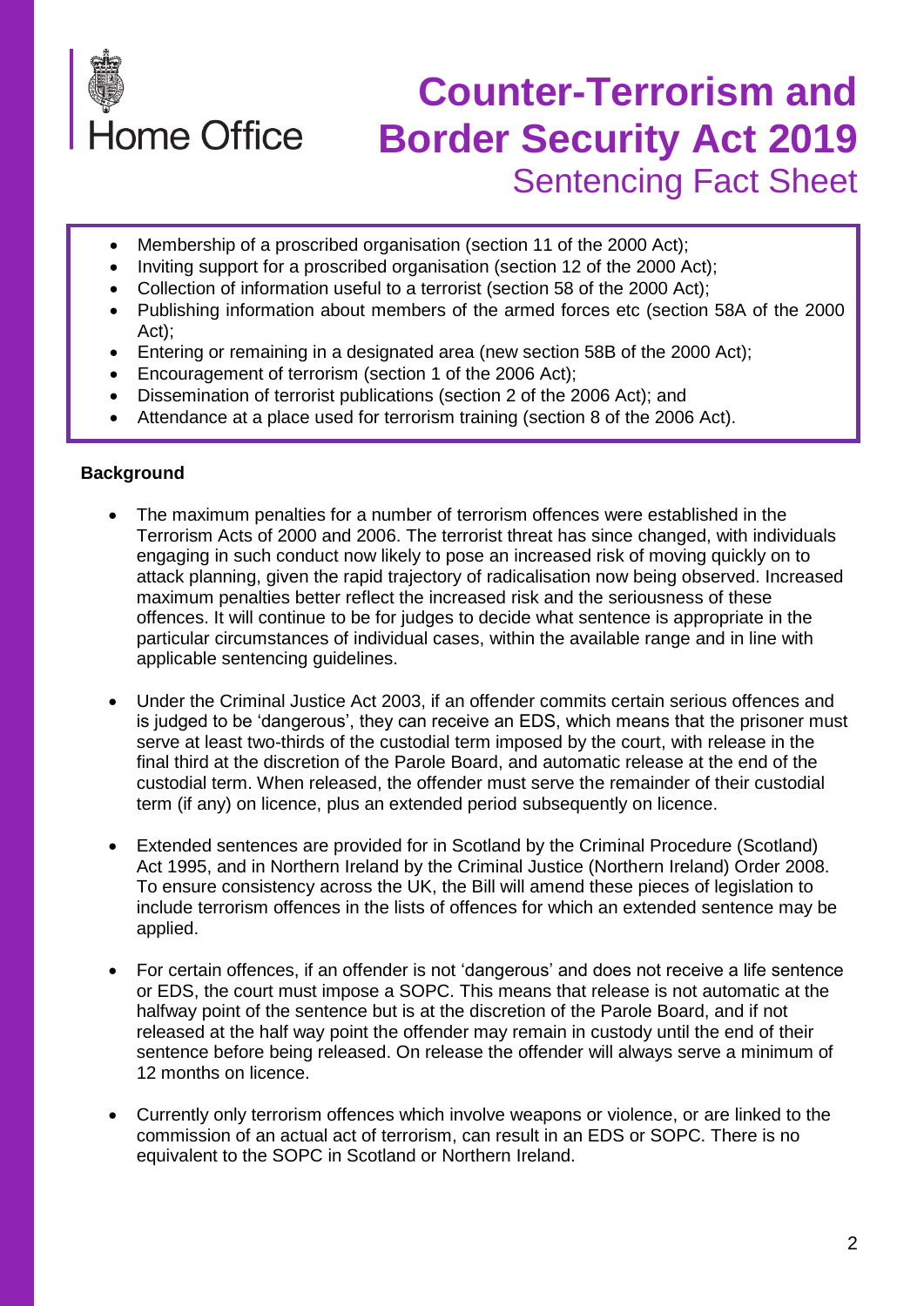# Counter-Terrorism and Border Security Act 2019

## Sentencing Fact Sheet

- Membership of a proscribed organisation (section 11 of the 2000 Act);
- Inviting support for a proscribed organisation (section 12 of the 2000 Act);
- Collection of information useful to a terrorist (section 58 of the 2000 Act);
- Publishing information about members of the armed forces etc (section 58A of the 2000 Act);
- Entering or remaining in a designated area (new section 58B of the 2000 Act);
- Encouragement of terrorism (section 1 of the 2006 Act);
- Dissemination of terrorist publications (section 2 of the 2006 Act); and
- Attendance at a place used for terrorism training (section 8 of the 2006 Act).

**Background**

- The maximum penalties for a number of terrorism offences were established in the Terrorism Acts of 2000 and 2006. The terrorist threat has since changed, with individuals engaging in such conduct now likely to pose an increased risk of moving quickly on to attack planning, given the rapid trajectory of radicalisation now being observed. Increased maximum penalties better reflect the increased risk and the seriousness of these offences. It will continue to be for judges to decide what sentence is appropriate in the particular circumstances of individual cases, within the available range and in line with applicable sentencing guidelines.

- Under the Criminal Justice Act 2003, if an offender commits certain serious offences and is judged to be 'dangerous', they can receive an EDS, which means that the prisoner must serve at least two-thirds of the custodial term imposed by the court, with release in the final third at the discretion of the Parole Board, and automatic release at the end of the custodial term. When released, the offender must serve the remainder of their custodial term (if any) on licence, plus an extended period subsequently on licence.

- Extended sentences are provided for in Scotland by the Criminal Procedure (Scotland) Act 1995, and in Northern Ireland by the Criminal Justice (Northern Ireland) Order 2008. To ensure consistency across the UK, the Bill will amend these pieces of legislation to include terrorism offences in the lists of offences for which an extended sentence may be applied.

- For certain offences, if an offender is not 'dangerous' and does not receive a life sentence or EDS, the court must impose a SOPC. This means that release is not automatic at the halfway point of the sentence but is at the discretion of the Parole Board, and if not released at the half way point the offender may remain in custody until the end of their sentence before being released. On release the offender will always serve a minimum of 12 months on licence.

- Currently only terrorism offences which involve weapons or violence, or are linked to the commission of an actual act of terrorism, can result in an EDS or SOPC. There is no equivalent to the SOPC in Scotland or Northern Ireland.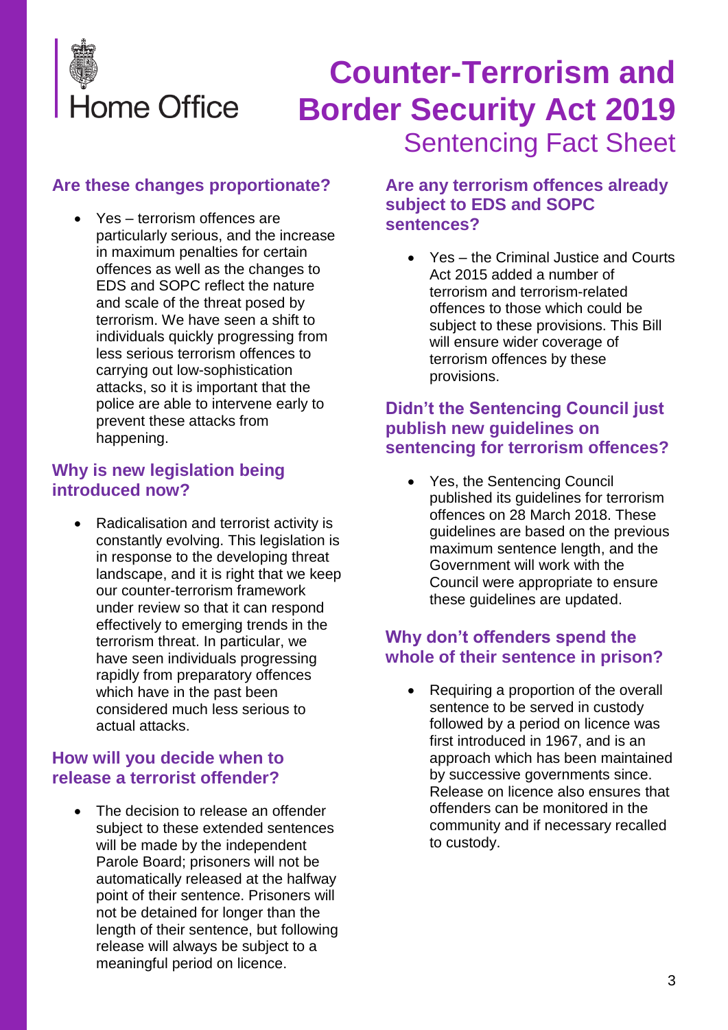# Counter-Terrorism and Border Security Act 2019

## Sentencing Fact Sheet

### Are these changes proportionate?

- Yes – terrorism offences are particularly serious, and the increase in maximum penalties for certain offences as well as the changes to EDS and SOPC reflect the nature and scale of the threat posed by terrorism. We have seen a shift to individuals quickly progressing from less serious terrorism offences to carrying out low-sophistication attacks, so it is important that the police are able to intervene early to prevent these attacks from happening.

### Why is new legislation being introduced now?

- Radicalisation and terrorist activity is constantly evolving. This legislation is in response to the developing threat landscape, and it is right that we keep our counter-terrorism framework under review so that it can respond effectively to emerging trends in the terrorism threat. In particular, we have seen individuals progressing rapidly from preparatory offences which have in the past been considered much less serious to actual attacks.

### How will you decide when to release a terrorist offender?

- The decision to release an offender subject to these extended sentences will be made by the independent Parole Board; prisoners will not be automatically released at the halfway point of their sentence. Prisoners will not be detained for longer than the length of their sentence, but following release will always be subject to a meaningful period on licence.

### Are any terrorism offences already subject to EDS and SOPC sentences?

- Yes – the Criminal Justice and Courts Act 2015 added a number of terrorism and terrorism-related offences to those which could be subject to these provisions. This Bill will ensure wider coverage of terrorism offences by these provisions.

### Didn't the Sentencing Council just publish new guidelines on sentencing for terrorism offences?

- Yes, the Sentencing Council published its guidelines for terrorism offences on 28 March 2018. These guidelines are based on the previous maximum sentence length, and the Government will work with the Council were appropriate to ensure these guidelines are updated.

### Why don't offenders spend the whole of their sentence in prison?

- Requiring a proportion of the overall sentence to be served in custody followed by a period on licence was first introduced in 1967, and is an approach which has been maintained by successive governments since. Release on licence also ensures that offenders can be monitored in the community and if necessary recalled to custody.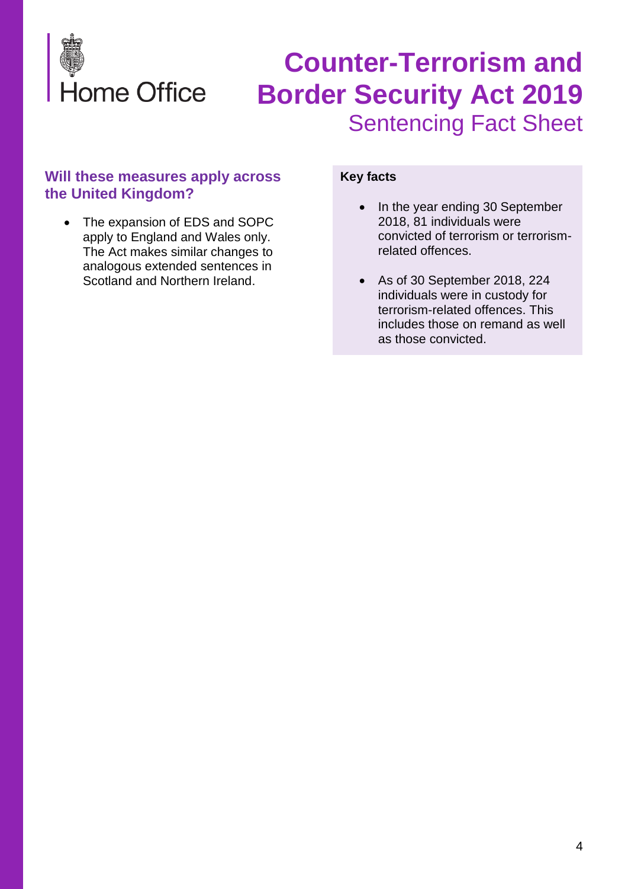# Counter-Terrorism and Border Security Act 2019

## Sentencing Fact Sheet

### Will these measures apply across the United Kingdom?

- The expansion of EDS and SOPC apply to England and Wales only. The Act makes similar changes to analogous extended sentences in Scotland and Northern Ireland.

**Key facts**

- In the year ending 30 September 2018, 81 individuals were convicted of terrorism or terrorism-related offences.
- As of 30 September 2018, 224 individuals were in custody for terrorism-related offences. This includes those on remand as well as those convicted.